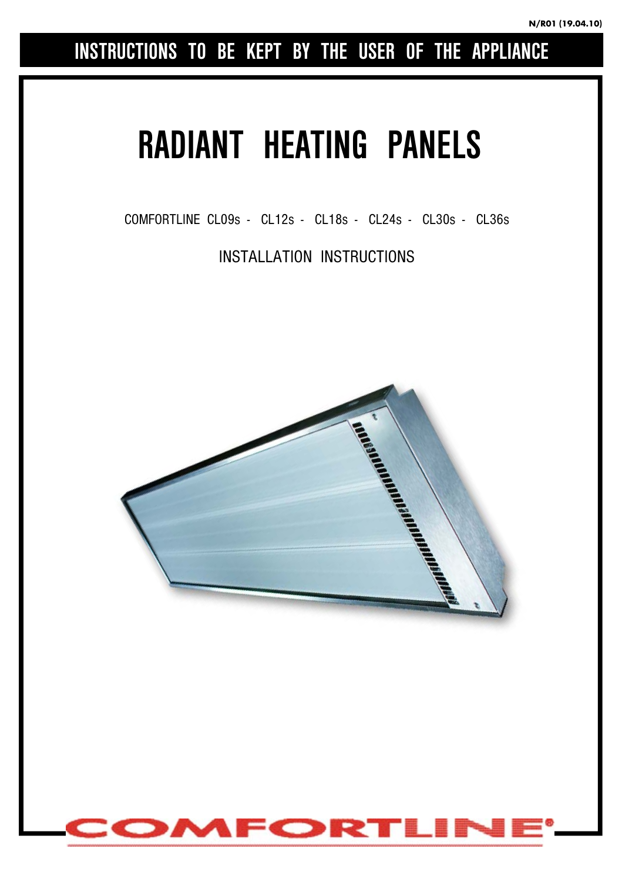N/R01 (19.04.10)

# INSTRUCTIONS TO BE KEPT BY THE USER OF THE APPLIANCE

# RADIANT HEATING PANELS

COMFORTLINE CL09s - CL12s - CL18s - CL24s - CL30s - CL36s

## INSTALLATION INSTRUCTIONS

COMFORTLINE®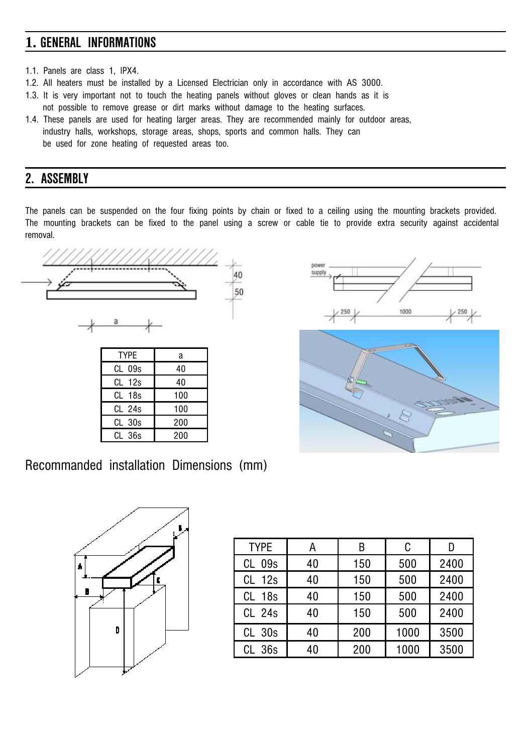## 1. GENERAL INFORMATIONS

1.1. Panels are class 1, IPX4.
1.2. All heaters must be installed by a Licensed Electrician only in accordance with AS 3000.
1.3. It is very important not to touch the heating panels without gloves or clean hands as it is not possible to remove grease or dirt marks without damage to the heating surfaces.
1.4. These panels are used for heating larger areas. They are recommended mainly for outdoor areas, industry halls, workshops, storage areas, shops, sports and common halls. They can be used for zone heating of requested areas too.

## 2. ASSEMBLY

The panels can be suspended on the four fixing points by chain or fixed to a ceiling using the mounting brackets provided. The mounting brackets can be fixed to the panel using a screw or cable tie to provide extra security against accidental removal.

| TYPE | a |
|---|---|
| CL 09s | 40 |
| CL 12s | 40 |
| CL 18s | 100 |
| CL 24s | 100 |
| CL 30s | 200 |
| CL 36s | 200 |

Recommanded installation Dimensions (mm)

| TYPE | A | B | C | D |
|---|---|---|---|---|
| CL 09s | 40 | 150 | 500 | 2400 |
| CL 12s | 40 | 150 | 500 | 2400 |
| CL 18s | 40 | 150 | 500 | 2400 |
| CL 24s | 40 | 150 | 500 | 2400 |
| CL 30s | 40 | 200 | 1000 | 3500 |
| CL 36s | 40 | 200 | 1000 | 3500 |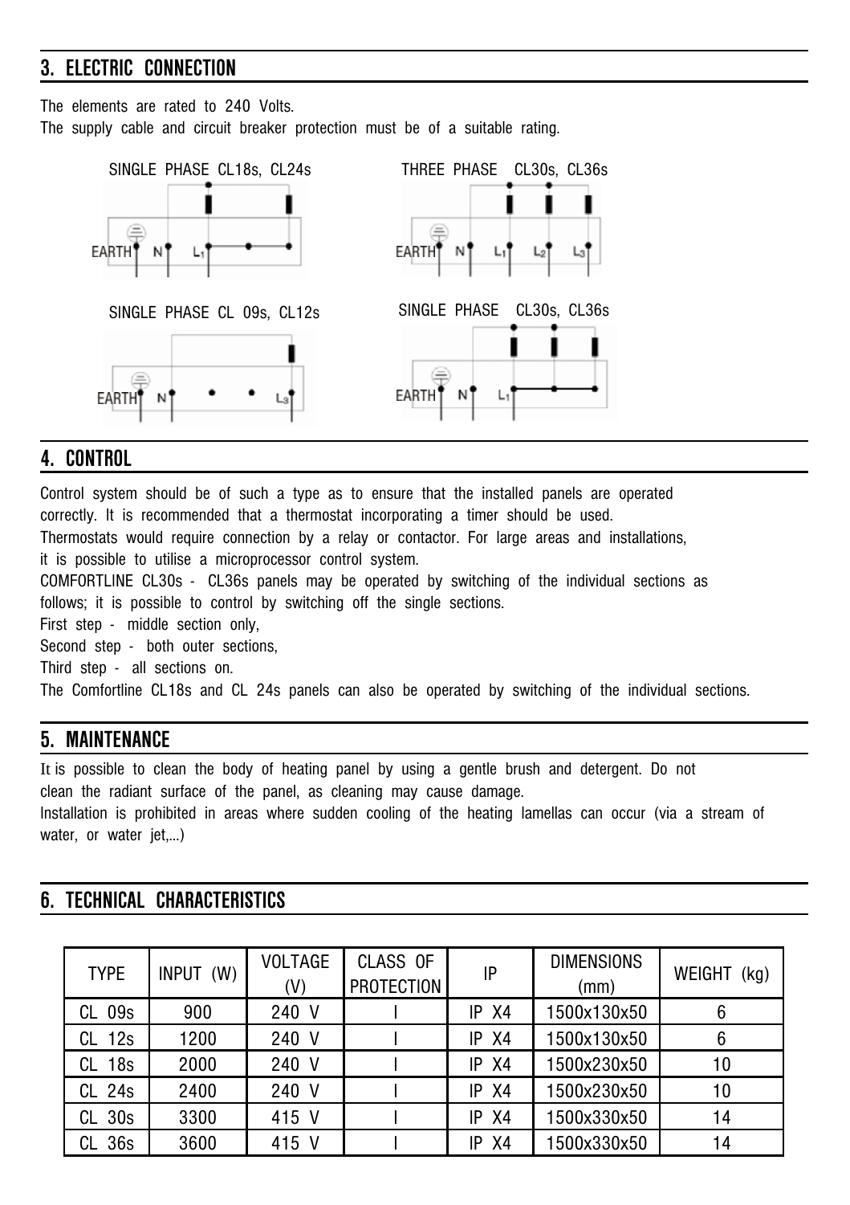## 3. ELECTRIC CONNECTION

The elements are rated to 240 Volts.
The supply cable and circuit breaker protection must be of a suitable rating.

SINGLE PHASE CL18s, CL24s

EARTH N L1

THREE PHASE CL30s, CL36s

EARTH N L1 L2 L3

SINGLE PHASE CL 09s, CL12s

EARTH N L3

SINGLE PHASE CL30s, CL36s

EARTH N L1

## 4. CONTROL

Control system should be of such a type as to ensure that the installed panels are operated correctly. It is recommended that a thermostat incorporating a timer should be used.
Thermostats would require connection by a relay or contactor. For large areas and installations, it is possible to utilise a microprocessor control system.
COMFORTLINE CL30s - CL36s panels may be operated by switching of the individual sections as follows; it is possible to control by switching off the single sections.
First step - middle section only,
Second step - both outer sections,
Third step - all sections on.
The Comfortline CL18s and CL 24s panels can also be operated by switching of the individual sections.

## 5. MAINTENANCE

It is possible to clean the body of heating panel by using a gentle brush and detergent. Do not clean the radiant surface of the panel, as cleaning may cause damage.
Installation is prohibited in areas where sudden cooling of the heating lamellas can occur (via a stream of water, or water jet,...)

## 6. TECHNICAL CHARACTERISTICS

| TYPE | INPUT (W) | VOLTAGE (V) | CLASS OF PROTECTION | IP | DIMENSIONS (mm) | WEIGHT (kg) |
|---|---|---|---|---|---|---|
| CL 09s | 900 | 240 V | I | IP X4 | 1500x130x50 | 6 |
| CL 12s | 1200 | 240 V | I | IP X4 | 1500x130x50 | 6 |
| CL 18s | 2000 | 240 V | I | IP X4 | 1500x230x50 | 10 |
| CL 24s | 2400 | 240 V | I | IP X4 | 1500x230x50 | 10 |
| CL 30s | 3300 | 415 V | I | IP X4 | 1500x330x50 | 14 |
| CL 36s | 3600 | 415 V | I | IP X4 | 1500x330x50 | 14 |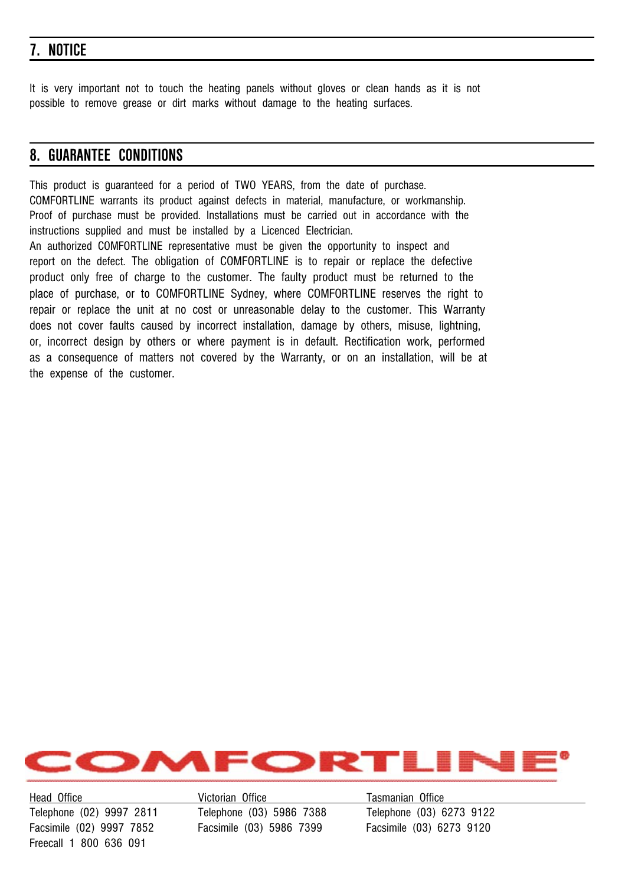## 7. NOTICE

It is very important not to touch the heating panels without gloves or clean hands as it is not possible to remove grease or dirt marks without damage to the heating surfaces.

## 8. GUARANTEE CONDITIONS

This product is guaranteed for a period of TWO YEARS, from the date of purchase.
COMFORTLINE warrants its product against defects in material, manufacture, or workmanship.
Proof of purchase must be provided. Installations must be carried out in accordance with the instructions supplied and must be installed by a Licenced Electrician.
An authorized COMFORTLINE representative must be given the opportunity to inspect and report on the defect. The obligation of COMFORTLINE is to repair or replace the defective product only free of charge to the customer. The faulty product must be returned to the place of purchase, or to COMFORTLINE Sydney, where COMFORTLINE reserves the right to repair or replace the unit at no cost or unreasonable delay to the customer. This Warranty does not cover faults caused by incorrect installation, damage by others, misuse, lightning, or, incorrect design by others or where payment is in default. Rectification work, performed as a consequence of matters not covered by the Warranty, or on an installation, will be at the expense of the customer.

COMFORTLINE®

| Head Office | Victorian Office | Tasmanian Office |
| --- | --- | --- |
| Telephone (02) 9997 2811 | Telephone (03) 5986 7388 | Telephone (03) 6273 9122 |
| Facsimile (02) 9997 7852 | Facsimile (03) 5986 7399 | Facsimile (03) 6273 9120 |
| Freecall 1 800 636 091 | | |